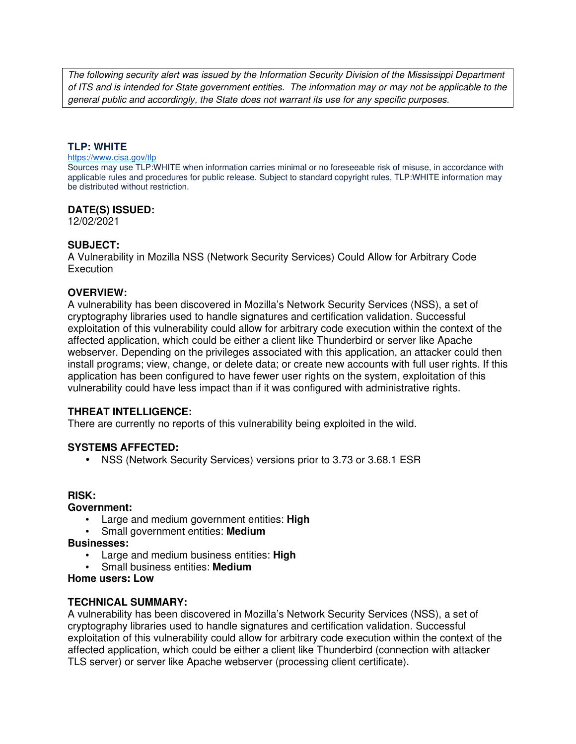*The following security alert was issued by the Information Security Division of the Mississippi Department of ITS and is intended for State government entities. The information may or may not be applicable to the general public and accordingly, the State does not warrant its use for any specific purposes.*

## TLP: WHITE

https://www.cisa.gov/tlp

Sources may use TLP:WHITE when information carries minimal or no foreseeable risk of misuse, in accordance with applicable rules and procedures for public release. Subject to standard copyright rules, TLP:WHITE information may be distributed without restriction.

### DATE(S) ISSUED:

12/02/2021

### SUBJECT:

A Vulnerability in Mozilla NSS (Network Security Services) Could Allow for Arbitrary Code Execution

### OVERVIEW:

A vulnerability has been discovered in Mozilla's Network Security Services (NSS), a set of cryptography libraries used to handle signatures and certification validation. Successful exploitation of this vulnerability could allow for arbitrary code execution within the context of the affected application, which could be either a client like Thunderbird or server like Apache webserver. Depending on the privileges associated with this application, an attacker could then install programs; view, change, or delete data; or create new accounts with full user rights. If this application has been configured to have fewer user rights on the system, exploitation of this vulnerability could have less impact than if it was configured with administrative rights.

### THREAT INTELLIGENCE:

There are currently no reports of this vulnerability being exploited in the wild.

### SYSTEMS AFFECTED:

- NSS (Network Security Services) versions prior to 3.73 or 3.68.1 ESR

### RISK:

**Government:**

- Large and medium government entities: **High**
- Small government entities: **Medium**

**Businesses:**

- Large and medium business entities: **High**
- Small business entities: **Medium**

**Home users: Low**

### TECHNICAL SUMMARY:

A vulnerability has been discovered in Mozilla's Network Security Services (NSS), a set of cryptography libraries used to handle signatures and certification validation. Successful exploitation of this vulnerability could allow for arbitrary code execution within the context of the affected application, which could be either a client like Thunderbird (connection with attacker TLS server) or server like Apache webserver (processing client certificate).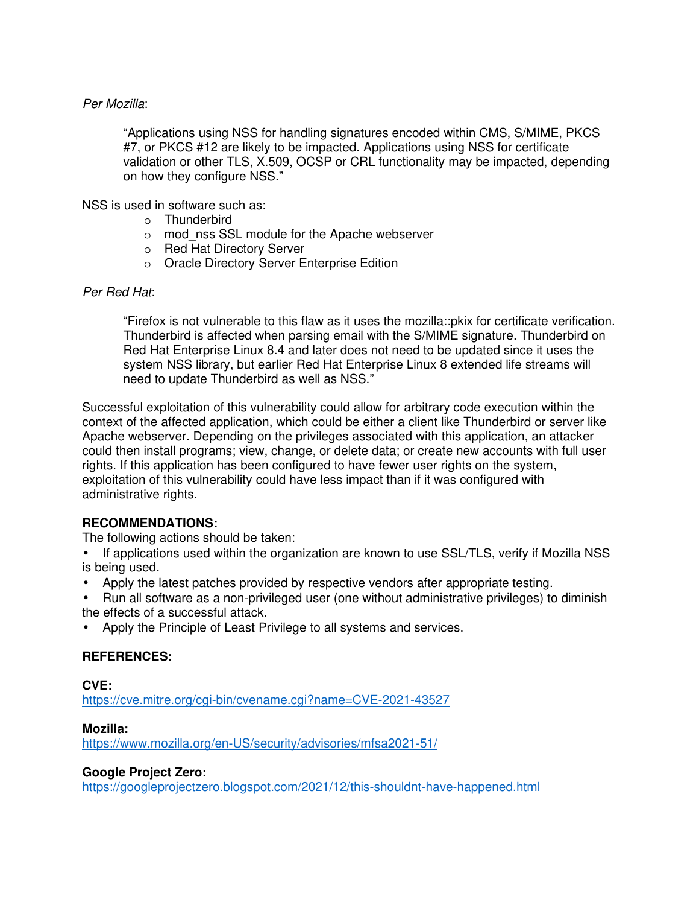*Per Mozilla*:

> "Applications using NSS for handling signatures encoded within CMS, S/MIME, PKCS #7, or PKCS #12 are likely to be impacted. Applications using NSS for certificate validation or other TLS, X.509, OCSP or CRL functionality may be impacted, depending on how they configure NSS."

NSS is used in software such as:

- Thunderbird
- mod_nss SSL module for the Apache webserver
- Red Hat Directory Server
- Oracle Directory Server Enterprise Edition

*Per Red Hat*:

> "Firefox is not vulnerable to this flaw as it uses the mozilla::pkix for certificate verification. Thunderbird is affected when parsing email with the S/MIME signature. Thunderbird on Red Hat Enterprise Linux 8.4 and later does not need to be updated since it uses the system NSS library, but earlier Red Hat Enterprise Linux 8 extended life streams will need to update Thunderbird as well as NSS."

Successful exploitation of this vulnerability could allow for arbitrary code execution within the context of the affected application, which could be either a client like Thunderbird or server like Apache webserver. Depending on the privileges associated with this application, an attacker could then install programs; view, change, or delete data; or create new accounts with full user rights. If this application has been configured to have fewer user rights on the system, exploitation of this vulnerability could have less impact than if it was configured with administrative rights.

**RECOMMENDATIONS:**

The following actions should be taken:

- If applications used within the organization are known to use SSL/TLS, verify if Mozilla NSS is being used.
- Apply the latest patches provided by respective vendors after appropriate testing.
- Run all software as a non-privileged user (one without administrative privileges) to diminish the effects of a successful attack.
- Apply the Principle of Least Privilege to all systems and services.

**REFERENCES:**

**CVE:**
https://cve.mitre.org/cgi-bin/cvename.cgi?name=CVE-2021-43527

**Mozilla:**
https://www.mozilla.org/en-US/security/advisories/mfsa2021-51/

**Google Project Zero:**
https://googleprojectzero.blogspot.com/2021/12/this-shouldnt-have-happened.html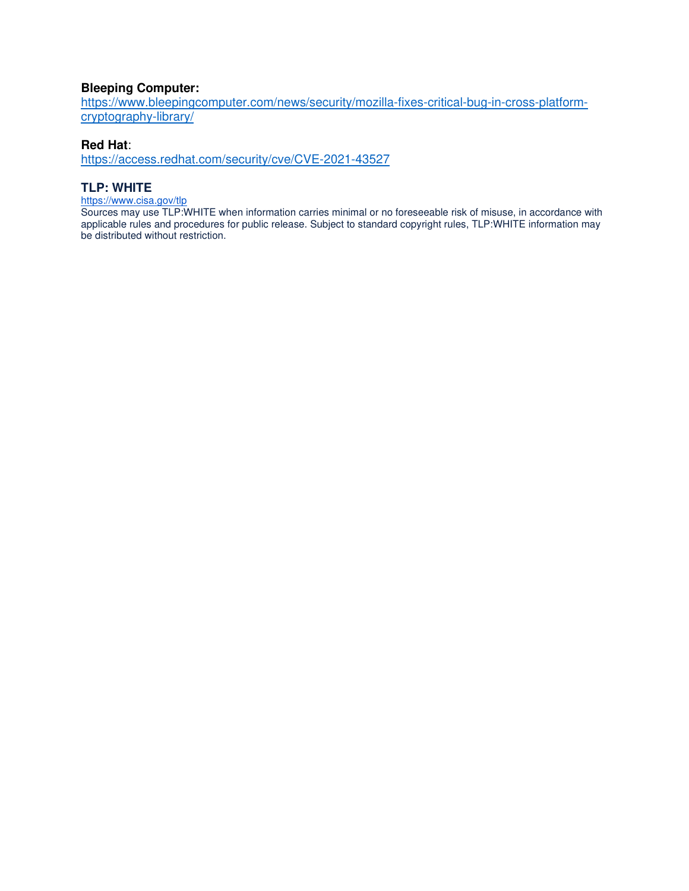**Bleeping Computer:**
[https://www.bleepingcomputer.com/news/security/mozilla-fixes-critical-bug-in-cross-platform-cryptography-library/](https://www.bleepingcomputer.com/news/security/mozilla-fixes-critical-bug-in-cross-platform-cryptography-library/)

**Red Hat**:
[https://access.redhat.com/security/cve/CVE-2021-43527](https://access.redhat.com/security/cve/CVE-2021-43527)

### TLP: WHITE

[https://www.cisa.gov/tlp](https://www.cisa.gov/tlp)
Sources may use TLP:WHITE when information carries minimal or no foreseeable risk of misuse, in accordance with applicable rules and procedures for public release. Subject to standard copyright rules, TLP:WHITE information may be distributed without restriction.